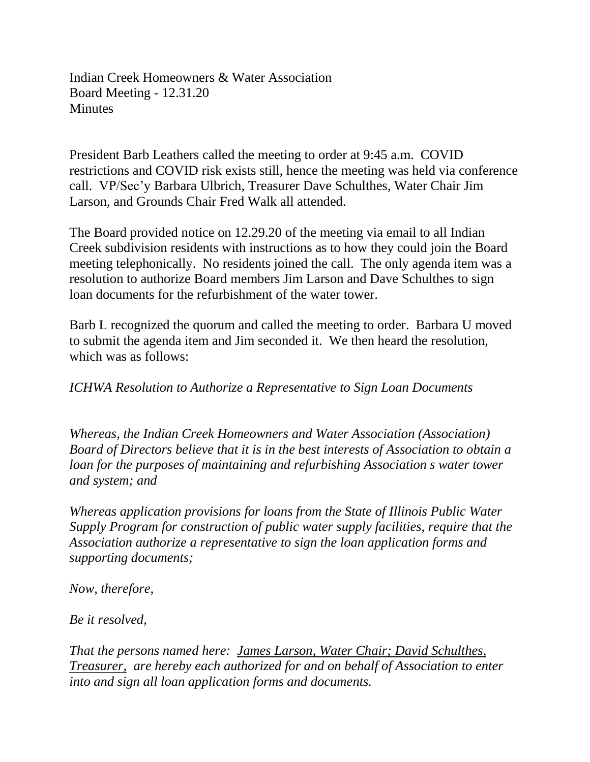Indian Creek Homeowners & Water Association
Board Meeting - 12.31.20
Minutes

President Barb Leathers called the meeting to order at 9:45 a.m. COVID restrictions and COVID risk exists still, hence the meeting was held via conference call. VP/Sec'y Barbara Ulbrich, Treasurer Dave Schulthes, Water Chair Jim Larson, and Grounds Chair Fred Walk all attended.

The Board provided notice on 12.29.20 of the meeting via email to all Indian Creek subdivision residents with instructions as to how they could join the Board meeting telephonically. No residents joined the call. The only agenda item was a resolution to authorize Board members Jim Larson and Dave Schulthes to sign loan documents for the refurbishment of the water tower.

Barb L recognized the quorum and called the meeting to order. Barbara U moved to submit the agenda item and Jim seconded it. We then heard the resolution, which was as follows:

*ICHWA Resolution to Authorize a Representative to Sign Loan Documents*

*Whereas, the Indian Creek Homeowners and Water Association (Association) Board of Directors believe that it is in the best interests of Association to obtain a loan for the purposes of maintaining and refurbishing Association s water tower and system; and*

*Whereas application provisions for loans from the State of Illinois Public Water Supply Program for construction of public water supply facilities, require that the Association authorize a representative to sign the loan application forms and supporting documents;*

*Now, therefore,*

*Be it resolved,*

*That the persons named here: <u>James Larson, Water Chair; David Schulthes, Treasurer,</u> are hereby each authorized for and on behalf of Association to enter into and sign all loan application forms and documents.*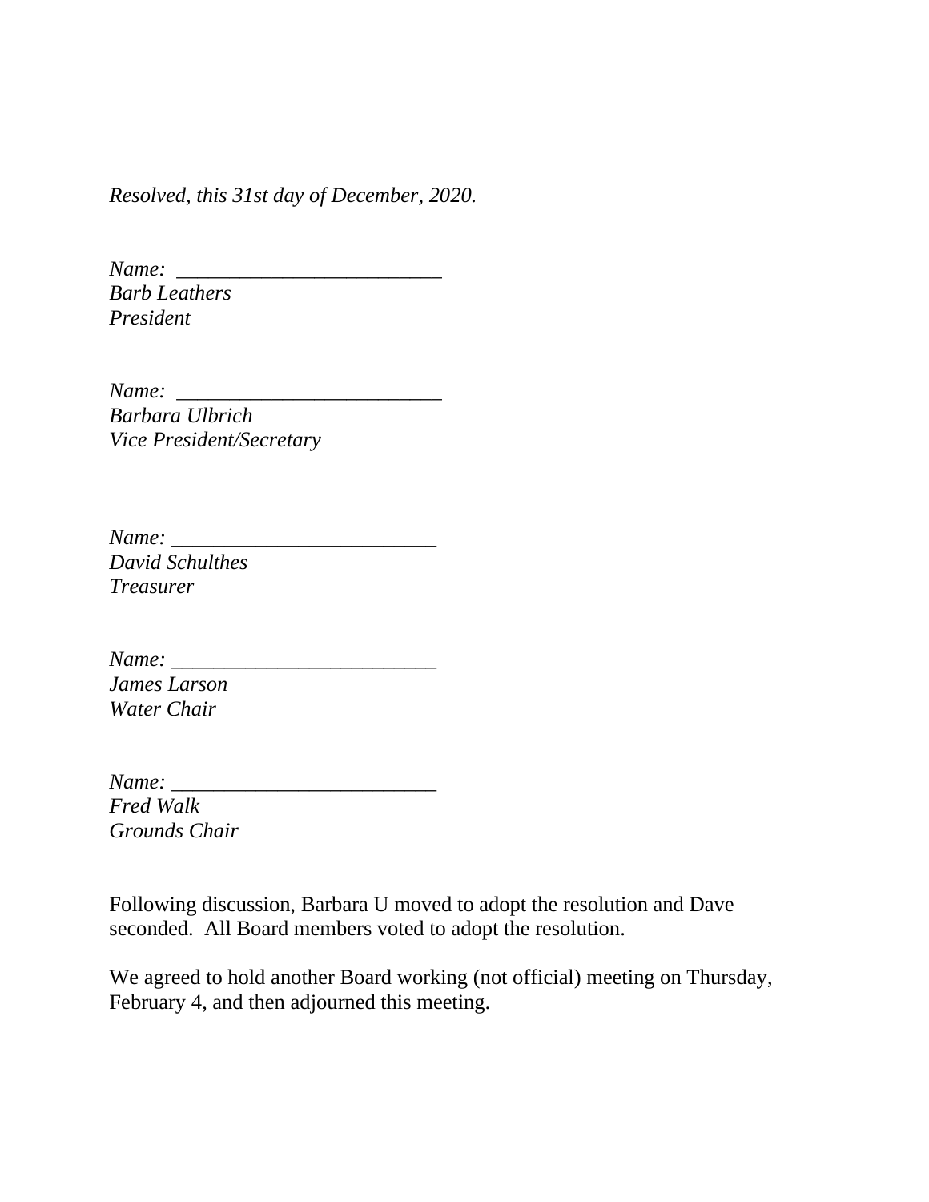*Resolved, this 31st day of December, 2020.*

*Name:* __________________________
*Barb Leathers*
*President*

*Name:* __________________________
*Barbara Ulbrich*
*Vice President/Secretary*

*Name:* __________________________
*David Schulthes*
*Treasurer*

*Name:* __________________________
*James Larson*
*Water Chair*

*Name:* __________________________
*Fred Walk*
*Grounds Chair*

Following discussion, Barbara U moved to adopt the resolution and Dave seconded. All Board members voted to adopt the resolution.

We agreed to hold another Board working (not official) meeting on Thursday, February 4, and then adjourned this meeting.